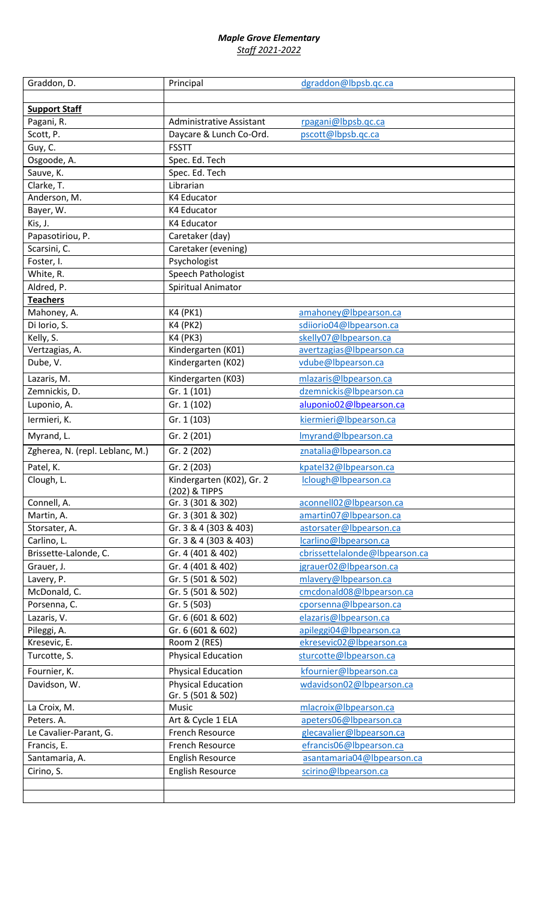***Maple Grove Elementary***
***Staff 2021-2022***

| | | |
|---|---|---|
| Graddon, D. | Principal | dgraddon@lbpsb.qc.ca |
| | | |
| **Support Staff** | | |
| Pagani, R. | Administrative Assistant | rpagani@lbpsb.qc.ca |
| Scott, P. | Daycare & Lunch Co-Ord. | pscott@lbpsb.qc.ca |
| Guy, C. | FSSTT | |
| Osgoode, A. | Spec. Ed. Tech | |
| Sauve, K. | Spec. Ed. Tech | |
| Clarke, T. | Librarian | |
| Anderson, M. | K4 Educator | |
| Bayer, W. | K4 Educator | |
| Kis, J. | K4 Educator | |
| Papasotiriou, P. | Caretaker (day) | |
| Scarsini, C. | Caretaker (evening) | |
| Foster, I. | Psychologist | |
| White, R. | Speech Pathologist | |
| Aldred, P. | Spiritual Animator | |
| **Teachers** | | |
| Mahoney, A. | K4 (PK1) | amahoney@lbpearson.ca |
| Di Iorio, S. | K4 (PK2) | sdiiorio04@lbpearson.ca |
| Kelly, S. | K4 (PK3) | skelly07@lbpearson.ca |
| Vertzagias, A. | Kindergarten (K01) | avertzagias@lbpearson.ca |
| Dube, V. | Kindergarten (K02) | vdube@lbpearson.ca |
| Lazaris, M. | Kindergarten (K03) | mlazaris@lbpearson.ca |
| Zemnickis, D. | Gr. 1 (101) | dzemnickis@lbpearson.ca |
| Luponio, A. | Gr. 1 (102) | aluponio02@lbpearson.ca |
| Iermieri, K. | Gr. 1 (103) | kiermieri@lbpearson.ca |
| Myrand, L. | Gr. 2 (201) | lmyrand@lbpearson.ca |
| Zgherea, N. (repl. Leblanc, M.) | Gr. 2 (202) | znatalia@lbpearson.ca |
| Patel, K. | Gr. 2 (203) | kpatel32@lbpearson.ca |
| Clough, L. | Kindergarten (K02), Gr. 2 (202) & TIPPS | lclough@lbpearson.ca |
| Connell, A. | Gr. 3 (301 & 302) | aconnell02@lbpearson.ca |
| Martin, A. | Gr. 3 (301 & 302) | amartin07@lbpearson.ca |
| Storsater, A. | Gr. 3 & 4 (303 & 403) | astorsater@lbpearson.ca |
| Carlino, L. | Gr. 3 & 4 (303 & 403) | lcarlino@lbpearson.ca |
| Brissette-Lalonde, C. | Gr. 4 (401 & 402) | cbrissettelalonde@lbpearson.ca |
| Grauer, J. | Gr. 4 (401 & 402) | jgrauer02@lbpearson.ca |
| Lavery, P. | Gr. 5 (501 & 502) | mlavery@lbpearson.ca |
| McDonald, C. | Gr. 5 (501 & 502) | cmcdonald08@lbpearson.ca |
| Porsenna, C. | Gr. 5 (503) | cporsenna@lbpearson.ca |
| Lazaris, V. | Gr. 6 (601 & 602) | elazaris@lbpearson.ca |
| Pileggi, A. | Gr. 6 (601 & 602) | apileggi04@lbpearson.ca |
| Kresevic, E. | Room 2 (RES) | ekresevic02@lbpearson.ca |
| Turcotte, S. | Physical Education | sturcotte@lbpearson.ca |
| Fournier, K. | Physical Education | kfournier@lbpearson.ca |
| Davidson, W. | Physical Education Gr. 5 (501 & 502) | wdavidson02@lbpearson.ca |
| La Croix, M. | Music | mlacroix@lbpearson.ca |
| Peters. A. | Art & Cycle 1 ELA | apeters06@lbpearson.ca |
| Le Cavalier-Parant, G. | French Resource | glecavalier@lbpearson.ca |
| Francis, E. | French Resource | efrancis06@lbpearson.ca |
| Santamaria, A. | English Resource | asantamaria04@lbpearson.ca |
| Cirino, S. | English Resource | scirino@lbpearson.ca |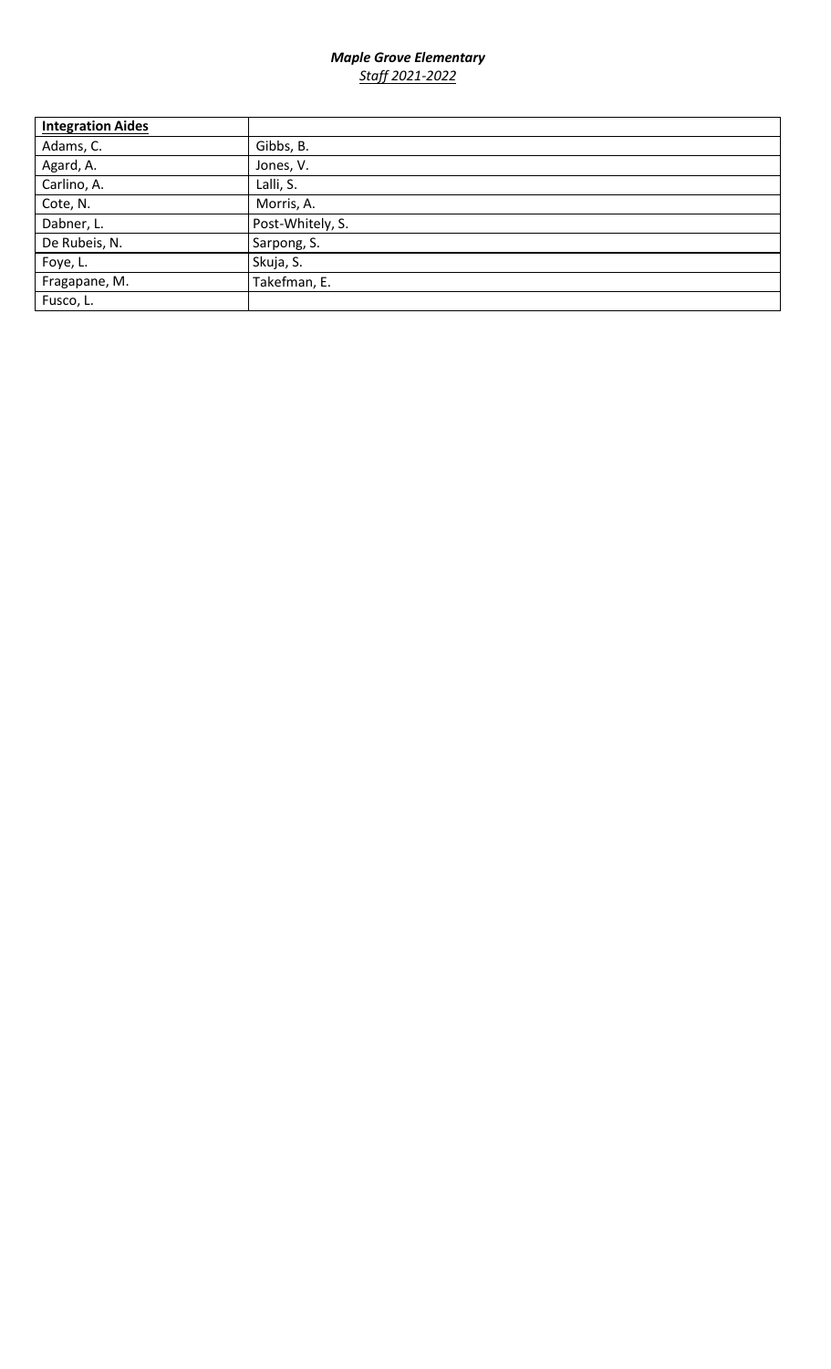***Maple Grove Elementary***

***Staff 2021-2022***

| **Integration Aides** | |
|---|---|
| Adams, C. | Gibbs, B. |
| Agard, A. | Jones, V. |
| Carlino, A. | Lalli, S. |
| Cote, N. | Morris, A. |
| Dabner, L. | Post-Whitely, S. |
| De Rubeis, N. | Sarpong, S. |
| Foye, L. | Skuja, S. |
| Fragapane, M. | Takefman, E. |
| Fusco, L. | |